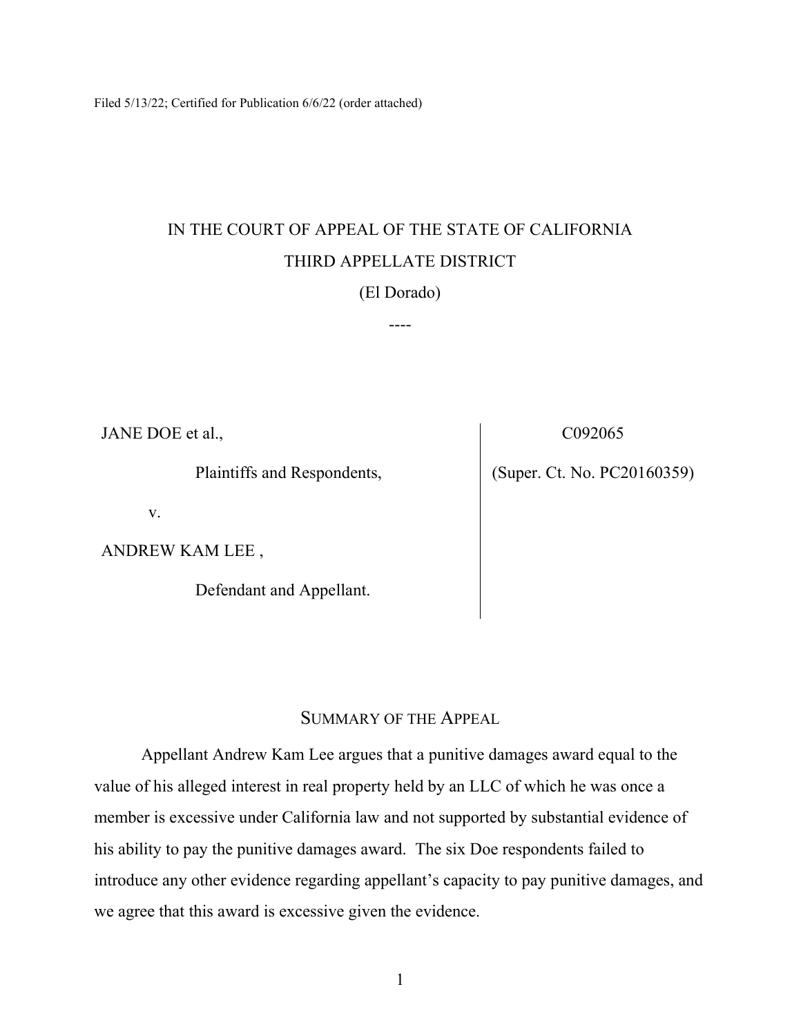Filed 5/13/22; Certified for Publication 6/6/22 (order attached)

# IN THE COURT OF APPEAL OF THE STATE OF CALIFORNIA

## THIRD APPELLATE DISTRICT

(El Dorado)

----

| | |
|---|---|
| JANE DOE et al.,<br><br>Plaintiffs and Respondents,<br><br>v.<br><br>ANDREW KAM LEE ,<br><br>Defendant and Appellant. | C092065<br><br>(Super. Ct. No. PC20160359) |

## SUMMARY OF THE APPEAL

Appellant Andrew Kam Lee argues that a punitive damages award equal to the value of his alleged interest in real property held by an LLC of which he was once a member is excessive under California law and not supported by substantial evidence of his ability to pay the punitive damages award. The six Doe respondents failed to introduce any other evidence regarding appellant's capacity to pay punitive damages, and we agree that this award is excessive given the evidence.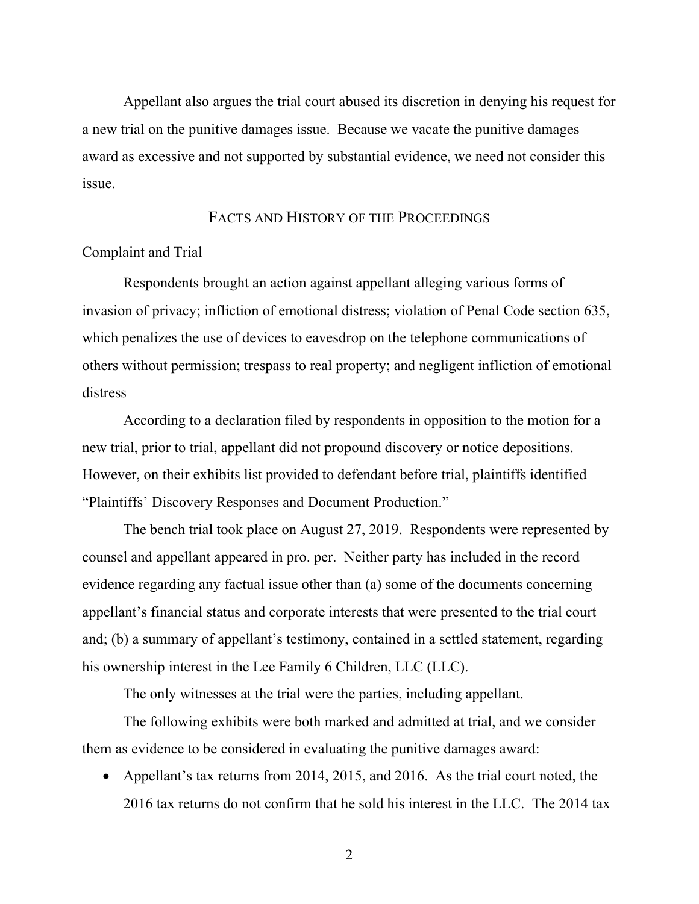Appellant also argues the trial court abused its discretion in denying his request for a new trial on the punitive damages issue. Because we vacate the punitive damages award as excessive and not supported by substantial evidence, we need not consider this issue.

## FACTS AND HISTORY OF THE PROCEEDINGS

Complaint and Trial

Respondents brought an action against appellant alleging various forms of invasion of privacy; infliction of emotional distress; violation of Penal Code section 635, which penalizes the use of devices to eavesdrop on the telephone communications of others without permission; trespass to real property; and negligent infliction of emotional distress

According to a declaration filed by respondents in opposition to the motion for a new trial, prior to trial, appellant did not propound discovery or notice depositions. However, on their exhibits list provided to defendant before trial, plaintiffs identified "Plaintiffs' Discovery Responses and Document Production."

The bench trial took place on August 27, 2019. Respondents were represented by counsel and appellant appeared in pro. per. Neither party has included in the record evidence regarding any factual issue other than (a) some of the documents concerning appellant's financial status and corporate interests that were presented to the trial court and; (b) a summary of appellant's testimony, contained in a settled statement, regarding his ownership interest in the Lee Family 6 Children, LLC (LLC).

The only witnesses at the trial were the parties, including appellant.

The following exhibits were both marked and admitted at trial, and we consider them as evidence to be considered in evaluating the punitive damages award:

- Appellant's tax returns from 2014, 2015, and 2016. As the trial court noted, the 2016 tax returns do not confirm that he sold his interest in the LLC. The 2014 tax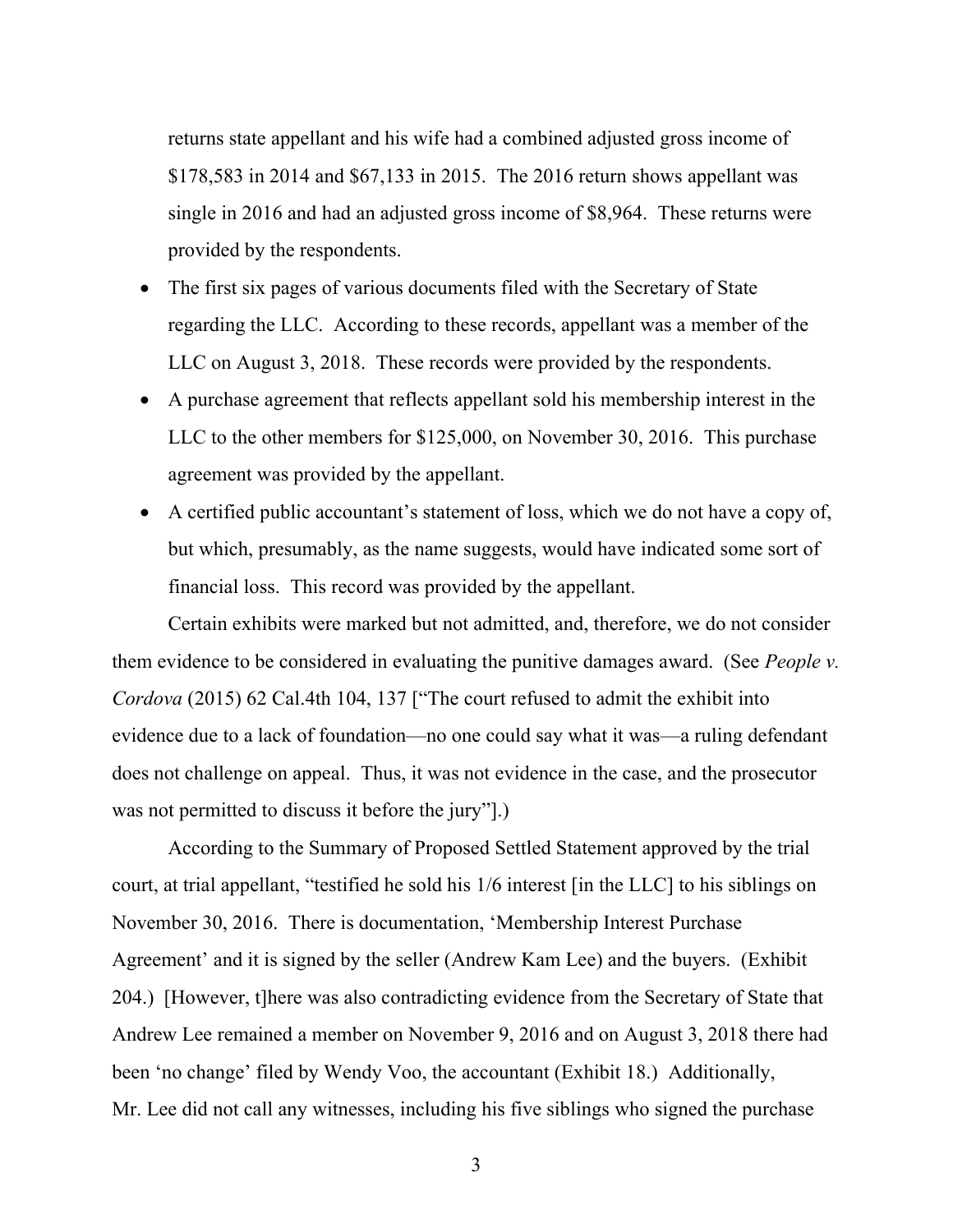returns state appellant and his wife had a combined adjusted gross income of $178,583 in 2014 and $67,133 in 2015. The 2016 return shows appellant was single in 2016 and had an adjusted gross income of $8,964. These returns were provided by the respondents.

- The first six pages of various documents filed with the Secretary of State regarding the LLC. According to these records, appellant was a member of the LLC on August 3, 2018. These records were provided by the respondents.
- A purchase agreement that reflects appellant sold his membership interest in the LLC to the other members for $125,000, on November 30, 2016. This purchase agreement was provided by the appellant.
- A certified public accountant's statement of loss, which we do not have a copy of, but which, presumably, as the name suggests, would have indicated some sort of financial loss. This record was provided by the appellant.

Certain exhibits were marked but not admitted, and, therefore, we do not consider them evidence to be considered in evaluating the punitive damages award. (See *People v. Cordova* (2015) 62 Cal.4th 104, 137 ["The court refused to admit the exhibit into evidence due to a lack of foundation—no one could say what it was—a ruling defendant does not challenge on appeal. Thus, it was not evidence in the case, and the prosecutor was not permitted to discuss it before the jury"].)

According to the Summary of Proposed Settled Statement approved by the trial court, at trial appellant, "testified he sold his 1/6 interest [in the LLC] to his siblings on November 30, 2016. There is documentation, 'Membership Interest Purchase Agreement' and it is signed by the seller (Andrew Kam Lee) and the buyers. (Exhibit 204.) [However, t]here was also contradicting evidence from the Secretary of State that Andrew Lee remained a member on November 9, 2016 and on August 3, 2018 there had been 'no change' filed by Wendy Voo, the accountant (Exhibit 18.) Additionally, Mr. Lee did not call any witnesses, including his five siblings who signed the purchase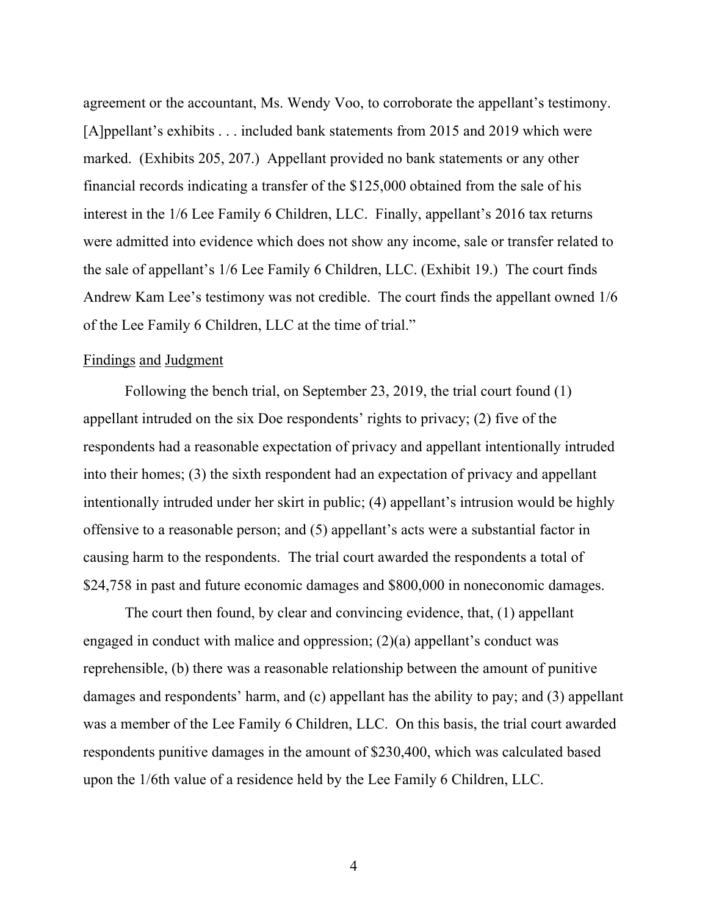agreement or the accountant, Ms. Wendy Voo, to corroborate the appellant's testimony. [A]ppellant's exhibits . . . included bank statements from 2015 and 2019 which were marked. (Exhibits 205, 207.) Appellant provided no bank statements or any other financial records indicating a transfer of the $125,000 obtained from the sale of his interest in the 1/6 Lee Family 6 Children, LLC. Finally, appellant's 2016 tax returns were admitted into evidence which does not show any income, sale or transfer related to the sale of appellant's 1/6 Lee Family 6 Children, LLC. (Exhibit 19.) The court finds Andrew Kam Lee's testimony was not credible. The court finds the appellant owned 1/6 of the Lee Family 6 Children, LLC at the time of trial."

Findings and Judgment

Following the bench trial, on September 23, 2019, the trial court found (1) appellant intruded on the six Doe respondents' rights to privacy; (2) five of the respondents had a reasonable expectation of privacy and appellant intentionally intruded into their homes; (3) the sixth respondent had an expectation of privacy and appellant intentionally intruded under her skirt in public; (4) appellant's intrusion would be highly offensive to a reasonable person; and (5) appellant's acts were a substantial factor in causing harm to the respondents. The trial court awarded the respondents a total of $24,758 in past and future economic damages and $800,000 in noneconomic damages.

The court then found, by clear and convincing evidence, that, (1) appellant engaged in conduct with malice and oppression; (2)(a) appellant's conduct was reprehensible, (b) there was a reasonable relationship between the amount of punitive damages and respondents' harm, and (c) appellant has the ability to pay; and (3) appellant was a member of the Lee Family 6 Children, LLC. On this basis, the trial court awarded respondents punitive damages in the amount of $230,400, which was calculated based upon the 1/6th value of a residence held by the Lee Family 6 Children, LLC.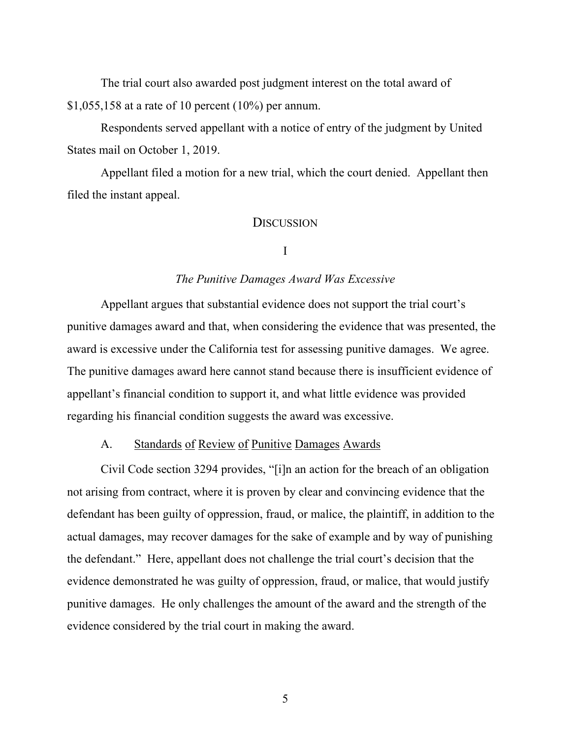The trial court also awarded post judgment interest on the total award of $1,055,158 at a rate of 10 percent (10%) per annum.

Respondents served appellant with a notice of entry of the judgment by United States mail on October 1, 2019.

Appellant filed a motion for a new trial, which the court denied. Appellant then filed the instant appeal.

## DISCUSSION

### I

### *The Punitive Damages Award Was Excessive*

Appellant argues that substantial evidence does not support the trial court's punitive damages award and that, when considering the evidence that was presented, the award is excessive under the California test for assessing punitive damages. We agree. The punitive damages award here cannot stand because there is insufficient evidence of appellant's financial condition to support it, and what little evidence was provided regarding his financial condition suggests the award was excessive.

A. Standards of Review of Punitive Damages Awards

Civil Code section 3294 provides, "[i]n an action for the breach of an obligation not arising from contract, where it is proven by clear and convincing evidence that the defendant has been guilty of oppression, fraud, or malice, the plaintiff, in addition to the actual damages, may recover damages for the sake of example and by way of punishing the defendant." Here, appellant does not challenge the trial court's decision that the evidence demonstrated he was guilty of oppression, fraud, or malice, that would justify punitive damages. He only challenges the amount of the award and the strength of the evidence considered by the trial court in making the award.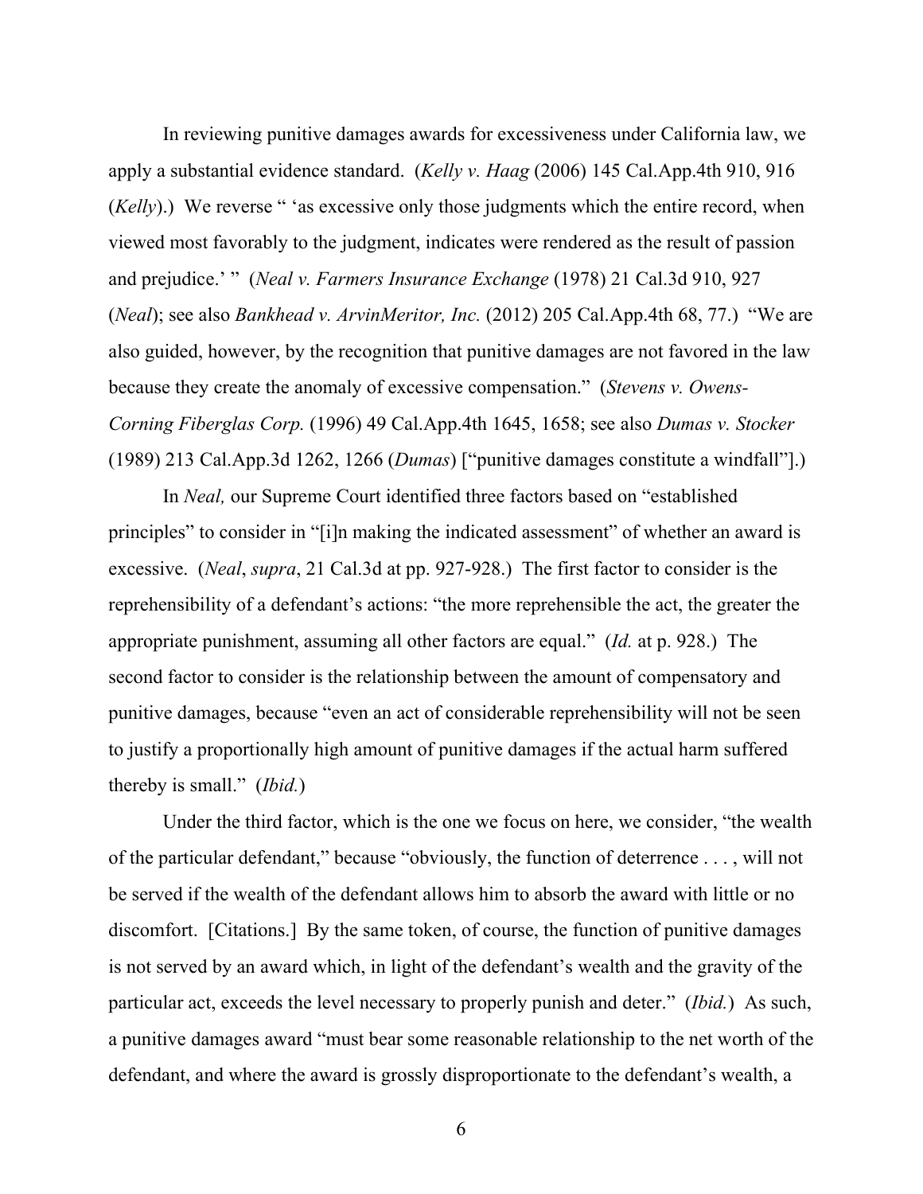In reviewing punitive damages awards for excessiveness under California law, we apply a substantial evidence standard. (*Kelly v. Haag* (2006) 145 Cal.App.4th 910, 916 (*Kelly*).) We reverse " 'as excessive only those judgments which the entire record, when viewed most favorably to the judgment, indicates were rendered as the result of passion and prejudice.' " (*Neal v. Farmers Insurance Exchange* (1978) 21 Cal.3d 910, 927 (*Neal*); see also *Bankhead v. ArvinMeritor, Inc.* (2012) 205 Cal.App.4th 68, 77.) "We are also guided, however, by the recognition that punitive damages are not favored in the law because they create the anomaly of excessive compensation." (*Stevens v. Owens-Corning Fiberglas Corp.* (1996) 49 Cal.App.4th 1645, 1658; see also *Dumas v. Stocker* (1989) 213 Cal.App.3d 1262, 1266 (*Dumas*) ["punitive damages constitute a windfall"].)

In *Neal,* our Supreme Court identified three factors based on "established principles" to consider in "[i]n making the indicated assessment" of whether an award is excessive. (*Neal*, *supra*, 21 Cal.3d at pp. 927-928.) The first factor to consider is the reprehensibility of a defendant's actions: "the more reprehensible the act, the greater the appropriate punishment, assuming all other factors are equal." (*Id.* at p. 928.) The second factor to consider is the relationship between the amount of compensatory and punitive damages, because "even an act of considerable reprehensibility will not be seen to justify a proportionally high amount of punitive damages if the actual harm suffered thereby is small." (*Ibid.*)

Under the third factor, which is the one we focus on here, we consider, "the wealth of the particular defendant," because "obviously, the function of deterrence . . . , will not be served if the wealth of the defendant allows him to absorb the award with little or no discomfort. [Citations.] By the same token, of course, the function of punitive damages is not served by an award which, in light of the defendant's wealth and the gravity of the particular act, exceeds the level necessary to properly punish and deter." (*Ibid.*) As such, a punitive damages award "must bear some reasonable relationship to the net worth of the defendant, and where the award is grossly disproportionate to the defendant's wealth, a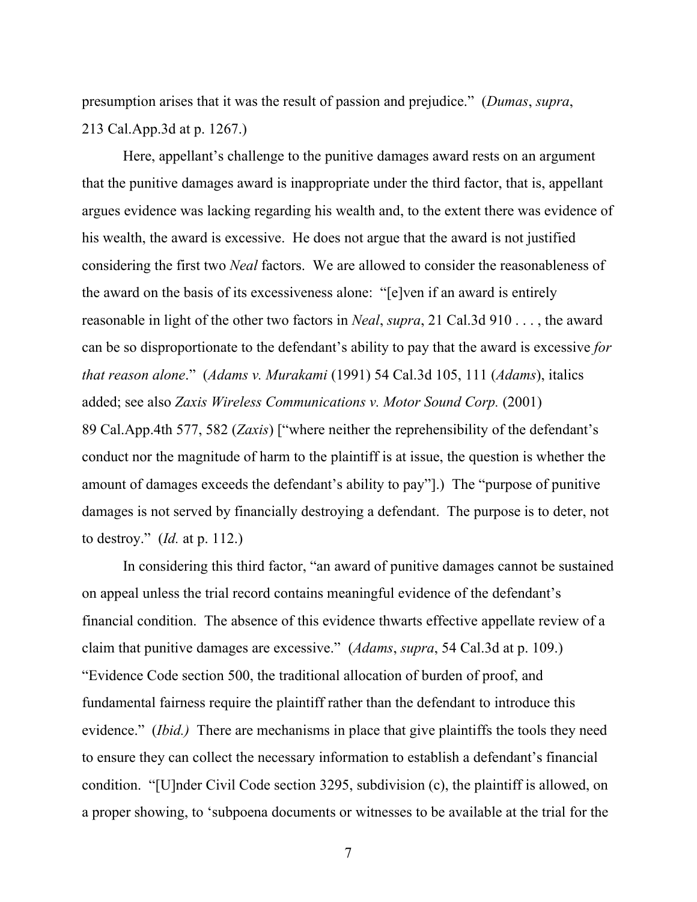presumption arises that it was the result of passion and prejudice." (*Dumas*, *supra*, 213 Cal.App.3d at p. 1267.)

Here, appellant's challenge to the punitive damages award rests on an argument that the punitive damages award is inappropriate under the third factor, that is, appellant argues evidence was lacking regarding his wealth and, to the extent there was evidence of his wealth, the award is excessive. He does not argue that the award is not justified considering the first two *Neal* factors. We are allowed to consider the reasonableness of the award on the basis of its excessiveness alone: "[e]ven if an award is entirely reasonable in light of the other two factors in *Neal*, *supra*, 21 Cal.3d 910 . . . , the award can be so disproportionate to the defendant's ability to pay that the award is excessive *for that reason alone*." (*Adams v. Murakami* (1991) 54 Cal.3d 105, 111 (*Adams*), italics added; see also *Zaxis Wireless Communications v. Motor Sound Corp.* (2001) 89 Cal.App.4th 577, 582 (*Zaxis*) ["where neither the reprehensibility of the defendant's conduct nor the magnitude of harm to the plaintiff is at issue, the question is whether the amount of damages exceeds the defendant's ability to pay"].) The "purpose of punitive damages is not served by financially destroying a defendant. The purpose is to deter, not to destroy." (*Id.* at p. 112.)

In considering this third factor, "an award of punitive damages cannot be sustained on appeal unless the trial record contains meaningful evidence of the defendant's financial condition. The absence of this evidence thwarts effective appellate review of a claim that punitive damages are excessive." (*Adams*, *supra*, 54 Cal.3d at p. 109.) "Evidence Code section 500, the traditional allocation of burden of proof, and fundamental fairness require the plaintiff rather than the defendant to introduce this evidence." (*Ibid.)* There are mechanisms in place that give plaintiffs the tools they need to ensure they can collect the necessary information to establish a defendant's financial condition. "[U]nder Civil Code section 3295, subdivision (c), the plaintiff is allowed, on a proper showing, to 'subpoena documents or witnesses to be available at the trial for the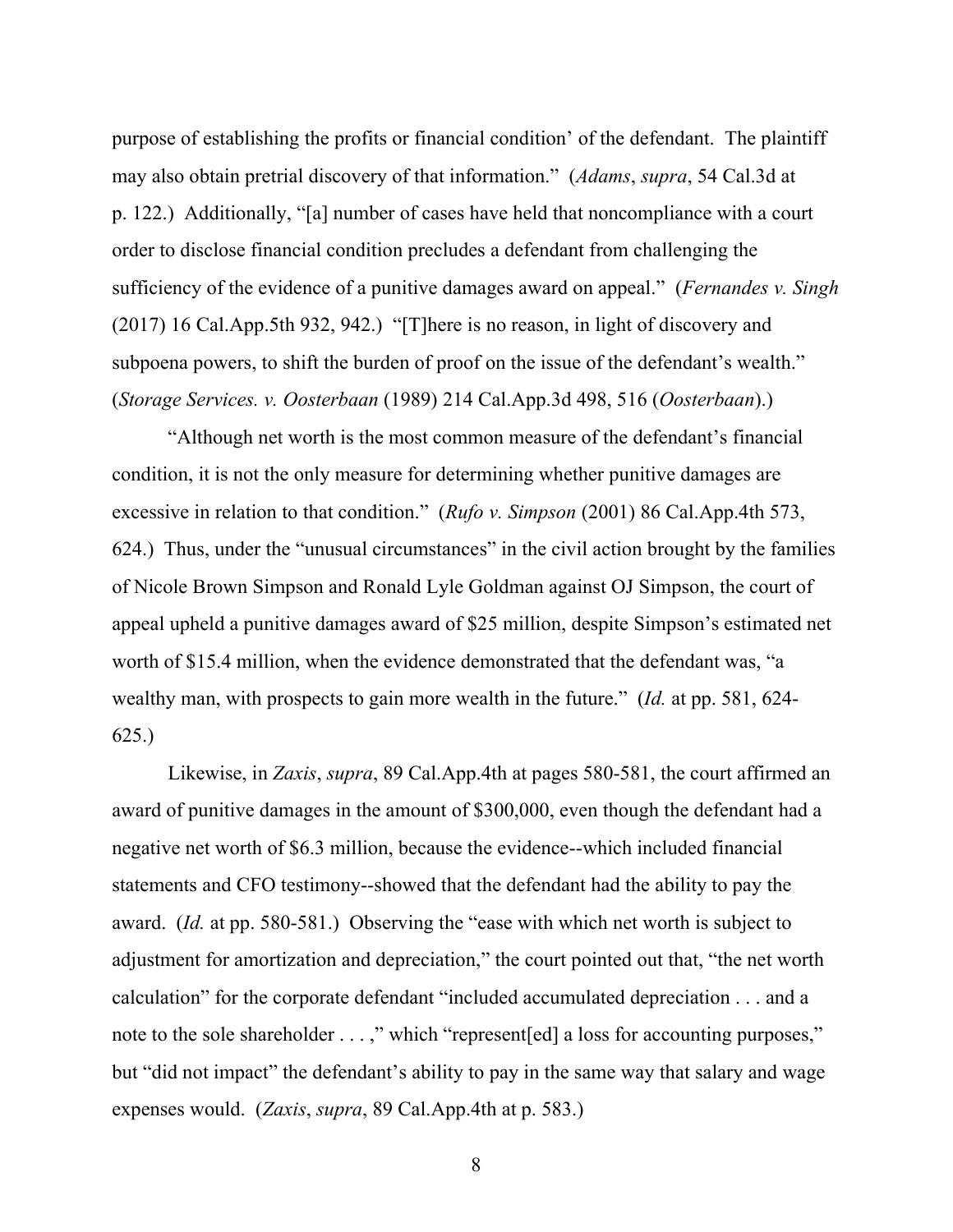purpose of establishing the profits or financial condition' of the defendant. The plaintiff may also obtain pretrial discovery of that information." (*Adams*, *supra*, 54 Cal.3d at p. 122.) Additionally, "[a] number of cases have held that noncompliance with a court order to disclose financial condition precludes a defendant from challenging the sufficiency of the evidence of a punitive damages award on appeal." (*Fernandes v. Singh* (2017) 16 Cal.App.5th 932, 942.) "[T]here is no reason, in light of discovery and subpoena powers, to shift the burden of proof on the issue of the defendant's wealth." (*Storage Services. v. Oosterbaan* (1989) 214 Cal.App.3d 498, 516 (*Oosterbaan*).)

"Although net worth is the most common measure of the defendant's financial condition, it is not the only measure for determining whether punitive damages are excessive in relation to that condition." (*Rufo v. Simpson* (2001) 86 Cal.App.4th 573, 624.) Thus, under the "unusual circumstances" in the civil action brought by the families of Nicole Brown Simpson and Ronald Lyle Goldman against OJ Simpson, the court of appeal upheld a punitive damages award of $25 million, despite Simpson's estimated net worth of $15.4 million, when the evidence demonstrated that the defendant was, "a wealthy man, with prospects to gain more wealth in the future." (*Id.* at pp. 581, 624-625.)

Likewise, in *Zaxis*, *supra*, 89 Cal.App.4th at pages 580-581, the court affirmed an award of punitive damages in the amount of $300,000, even though the defendant had a negative net worth of $6.3 million, because the evidence--which included financial statements and CFO testimony--showed that the defendant had the ability to pay the award. (*Id.* at pp. 580-581.) Observing the "ease with which net worth is subject to adjustment for amortization and depreciation," the court pointed out that, "the net worth calculation" for the corporate defendant "included accumulated depreciation . . . and a note to the sole shareholder . . . ," which "represent[ed] a loss for accounting purposes," but "did not impact" the defendant's ability to pay in the same way that salary and wage expenses would. (*Zaxis*, *supra*, 89 Cal.App.4th at p. 583.)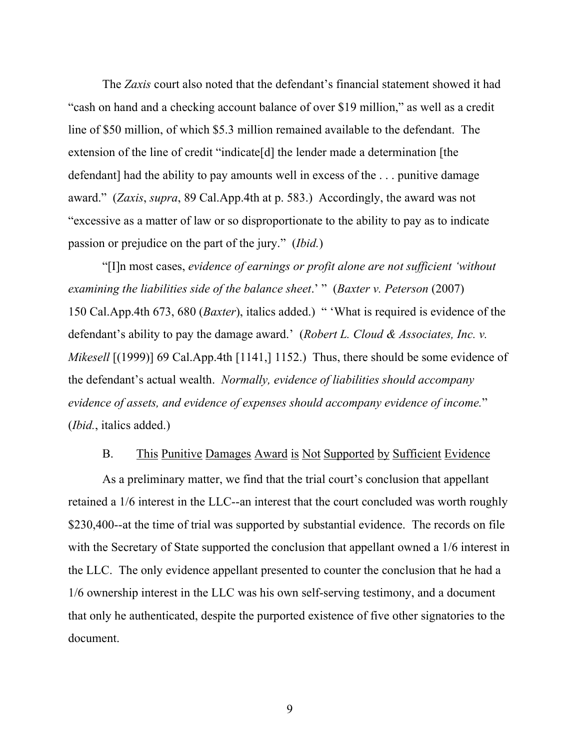The *Zaxis* court also noted that the defendant's financial statement showed it had "cash on hand and a checking account balance of over $19 million," as well as a credit line of $50 million, of which $5.3 million remained available to the defendant. The extension of the line of credit "indicate[d] the lender made a determination [the defendant] had the ability to pay amounts well in excess of the . . . punitive damage award." (*Zaxis*, *supra*, 89 Cal.App.4th at p. 583.) Accordingly, the award was not "excessive as a matter of law or so disproportionate to the ability to pay as to indicate passion or prejudice on the part of the jury." (*Ibid.*)

"[I]n most cases, *evidence of earnings or profit alone are not sufficient 'without examining the liabilities side of the balance sheet*.' " (*Baxter v. Peterson* (2007) 150 Cal.App.4th 673, 680 (*Baxter*), italics added.) " 'What is required is evidence of the defendant's ability to pay the damage award.' (*Robert L. Cloud & Associates, Inc. v. Mikesell* [(1999)] 69 Cal.App.4th [1141,] 1152.) Thus, there should be some evidence of the defendant's actual wealth. *Normally, evidence of liabilities should accompany evidence of assets, and evidence of expenses should accompany evidence of income.*" (*Ibid.*, italics added.)

B. This Punitive Damages Award is Not Supported by Sufficient Evidence

As a preliminary matter, we find that the trial court's conclusion that appellant retained a 1/6 interest in the LLC--an interest that the court concluded was worth roughly $230,400--at the time of trial was supported by substantial evidence. The records on file with the Secretary of State supported the conclusion that appellant owned a 1/6 interest in the LLC. The only evidence appellant presented to counter the conclusion that he had a 1/6 ownership interest in the LLC was his own self-serving testimony, and a document that only he authenticated, despite the purported existence of five other signatories to the document.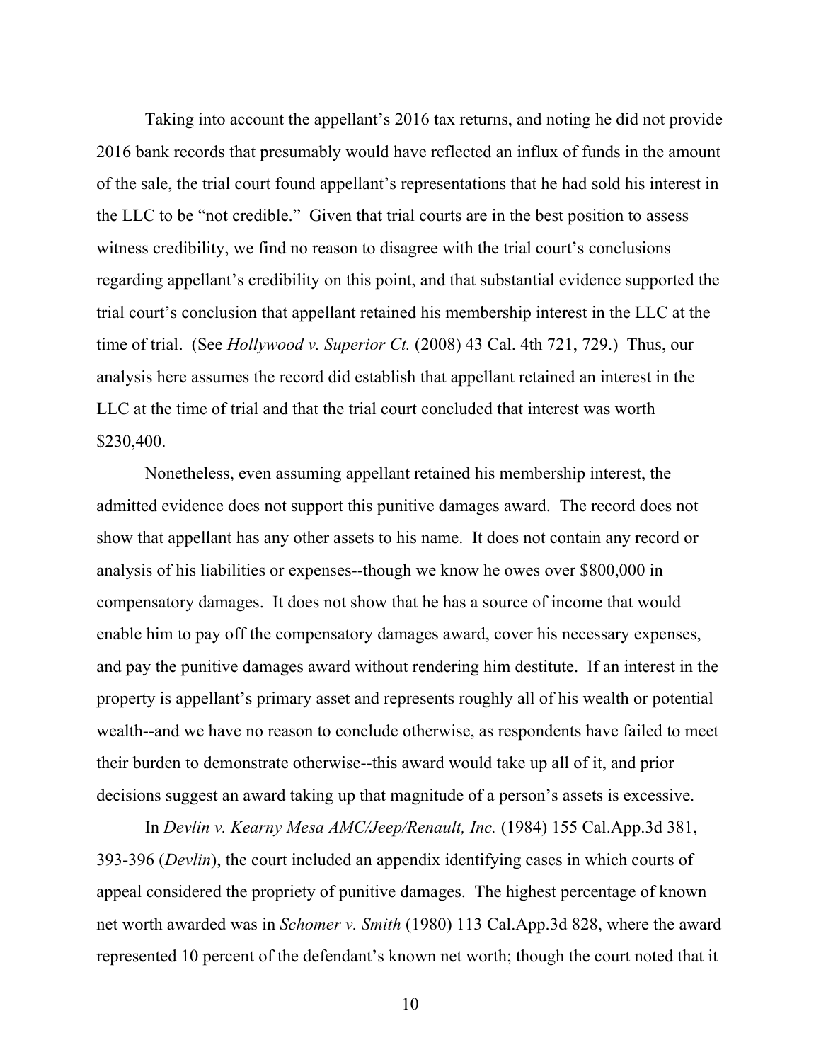Taking into account the appellant's 2016 tax returns, and noting he did not provide 2016 bank records that presumably would have reflected an influx of funds in the amount of the sale, the trial court found appellant's representations that he had sold his interest in the LLC to be "not credible." Given that trial courts are in the best position to assess witness credibility, we find no reason to disagree with the trial court's conclusions regarding appellant's credibility on this point, and that substantial evidence supported the trial court's conclusion that appellant retained his membership interest in the LLC at the time of trial. (See *Hollywood v. Superior Ct.* (2008) 43 Cal. 4th 721, 729.) Thus, our analysis here assumes the record did establish that appellant retained an interest in the LLC at the time of trial and that the trial court concluded that interest was worth $230,400.

Nonetheless, even assuming appellant retained his membership interest, the admitted evidence does not support this punitive damages award. The record does not show that appellant has any other assets to his name. It does not contain any record or analysis of his liabilities or expenses--though we know he owes over $800,000 in compensatory damages. It does not show that he has a source of income that would enable him to pay off the compensatory damages award, cover his necessary expenses, and pay the punitive damages award without rendering him destitute. If an interest in the property is appellant's primary asset and represents roughly all of his wealth or potential wealth--and we have no reason to conclude otherwise, as respondents have failed to meet their burden to demonstrate otherwise--this award would take up all of it, and prior decisions suggest an award taking up that magnitude of a person's assets is excessive.

In *Devlin v. Kearny Mesa AMC/Jeep/Renault, Inc.* (1984) 155 Cal.App.3d 381, 393-396 (*Devlin*), the court included an appendix identifying cases in which courts of appeal considered the propriety of punitive damages. The highest percentage of known net worth awarded was in *Schomer v. Smith* (1980) 113 Cal.App.3d 828, where the award represented 10 percent of the defendant's known net worth; though the court noted that it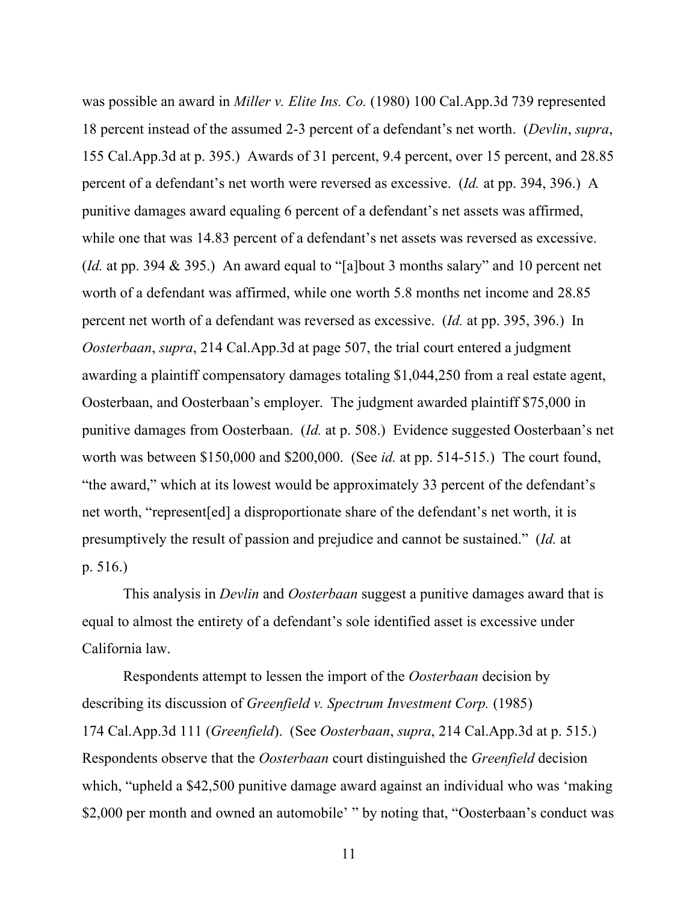was possible an award in *Miller v. Elite Ins. Co.* (1980) 100 Cal.App.3d 739 represented 18 percent instead of the assumed 2-3 percent of a defendant's net worth. (*Devlin*, *supra*, 155 Cal.App.3d at p. 395.) Awards of 31 percent, 9.4 percent, over 15 percent, and 28.85 percent of a defendant's net worth were reversed as excessive. (*Id.* at pp. 394, 396.) A punitive damages award equaling 6 percent of a defendant's net assets was affirmed, while one that was 14.83 percent of a defendant's net assets was reversed as excessive. (*Id.* at pp. 394 & 395.) An award equal to "[a]bout 3 months salary" and 10 percent net worth of a defendant was affirmed, while one worth 5.8 months net income and 28.85 percent net worth of a defendant was reversed as excessive. (*Id.* at pp. 395, 396.) In *Oosterbaan*, *supra*, 214 Cal.App.3d at page 507, the trial court entered a judgment awarding a plaintiff compensatory damages totaling $1,044,250 from a real estate agent, Oosterbaan, and Oosterbaan's employer. The judgment awarded plaintiff $75,000 in punitive damages from Oosterbaan. (*Id.* at p. 508.) Evidence suggested Oosterbaan's net worth was between $150,000 and $200,000. (See *id.* at pp. 514-515.) The court found, "the award," which at its lowest would be approximately 33 percent of the defendant's net worth, "represent[ed] a disproportionate share of the defendant's net worth, it is presumptively the result of passion and prejudice and cannot be sustained." (*Id.* at p. 516.)

This analysis in *Devlin* and *Oosterbaan* suggest a punitive damages award that is equal to almost the entirety of a defendant's sole identified asset is excessive under California law.

Respondents attempt to lessen the import of the *Oosterbaan* decision by describing its discussion of *Greenfield v. Spectrum Investment Corp.* (1985) 174 Cal.App.3d 111 (*Greenfield*). (See *Oosterbaan*, *supra*, 214 Cal.App.3d at p. 515.) Respondents observe that the *Oosterbaan* court distinguished the *Greenfield* decision which, "upheld a $42,500 punitive damage award against an individual who was 'making $2,000 per month and owned an automobile' " by noting that, "Oosterbaan's conduct was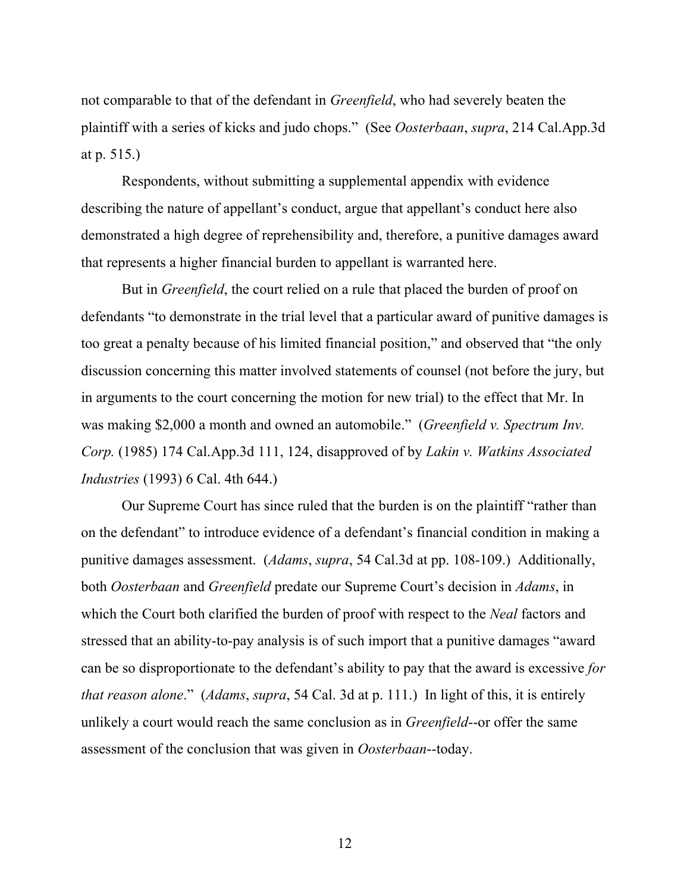not comparable to that of the defendant in *Greenfield*, who had severely beaten the plaintiff with a series of kicks and judo chops." (See *Oosterbaan*, *supra*, 214 Cal.App.3d at p. 515.)

Respondents, without submitting a supplemental appendix with evidence describing the nature of appellant's conduct, argue that appellant's conduct here also demonstrated a high degree of reprehensibility and, therefore, a punitive damages award that represents a higher financial burden to appellant is warranted here.

But in *Greenfield*, the court relied on a rule that placed the burden of proof on defendants "to demonstrate in the trial level that a particular award of punitive damages is too great a penalty because of his limited financial position," and observed that "the only discussion concerning this matter involved statements of counsel (not before the jury, but in arguments to the court concerning the motion for new trial) to the effect that Mr. In was making $2,000 a month and owned an automobile." (*Greenfield v. Spectrum Inv. Corp.* (1985) 174 Cal.App.3d 111, 124, disapproved of by *Lakin v. Watkins Associated Industries* (1993) 6 Cal. 4th 644.)

Our Supreme Court has since ruled that the burden is on the plaintiff "rather than on the defendant" to introduce evidence of a defendant's financial condition in making a punitive damages assessment. (*Adams*, *supra*, 54 Cal.3d at pp. 108-109.) Additionally, both *Oosterbaan* and *Greenfield* predate our Supreme Court's decision in *Adams*, in which the Court both clarified the burden of proof with respect to the *Neal* factors and stressed that an ability-to-pay analysis is of such import that a punitive damages "award can be so disproportionate to the defendant's ability to pay that the award is excessive *for that reason alone*." (*Adams*, *supra*, 54 Cal. 3d at p. 111.) In light of this, it is entirely unlikely a court would reach the same conclusion as in *Greenfield*--or offer the same assessment of the conclusion that was given in *Oosterbaan*--today.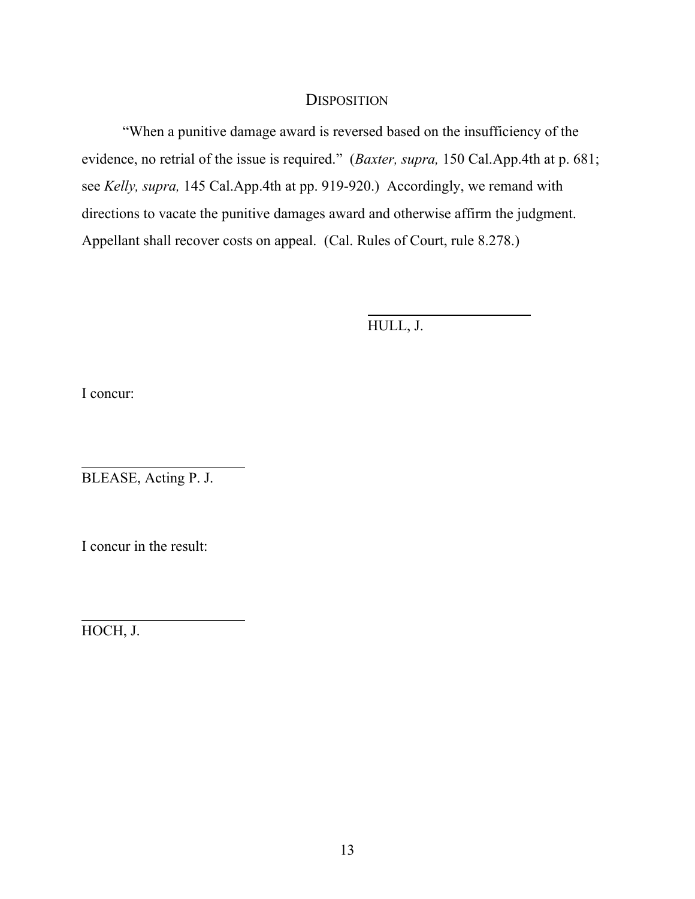## DISPOSITION

"When a punitive damage award is reversed based on the insufficiency of the evidence, no retrial of the issue is required." (*Baxter, supra,* 150 Cal.App.4th at p. 681; see *Kelly, supra,* 145 Cal.App.4th at pp. 919-920.) Accordingly, we remand with directions to vacate the punitive damages award and otherwise affirm the judgment. Appellant shall recover costs on appeal. (Cal. Rules of Court, rule 8.278.)

HULL, J.

I concur:

BLEASE, Acting P. J.

I concur in the result:

HOCH, J.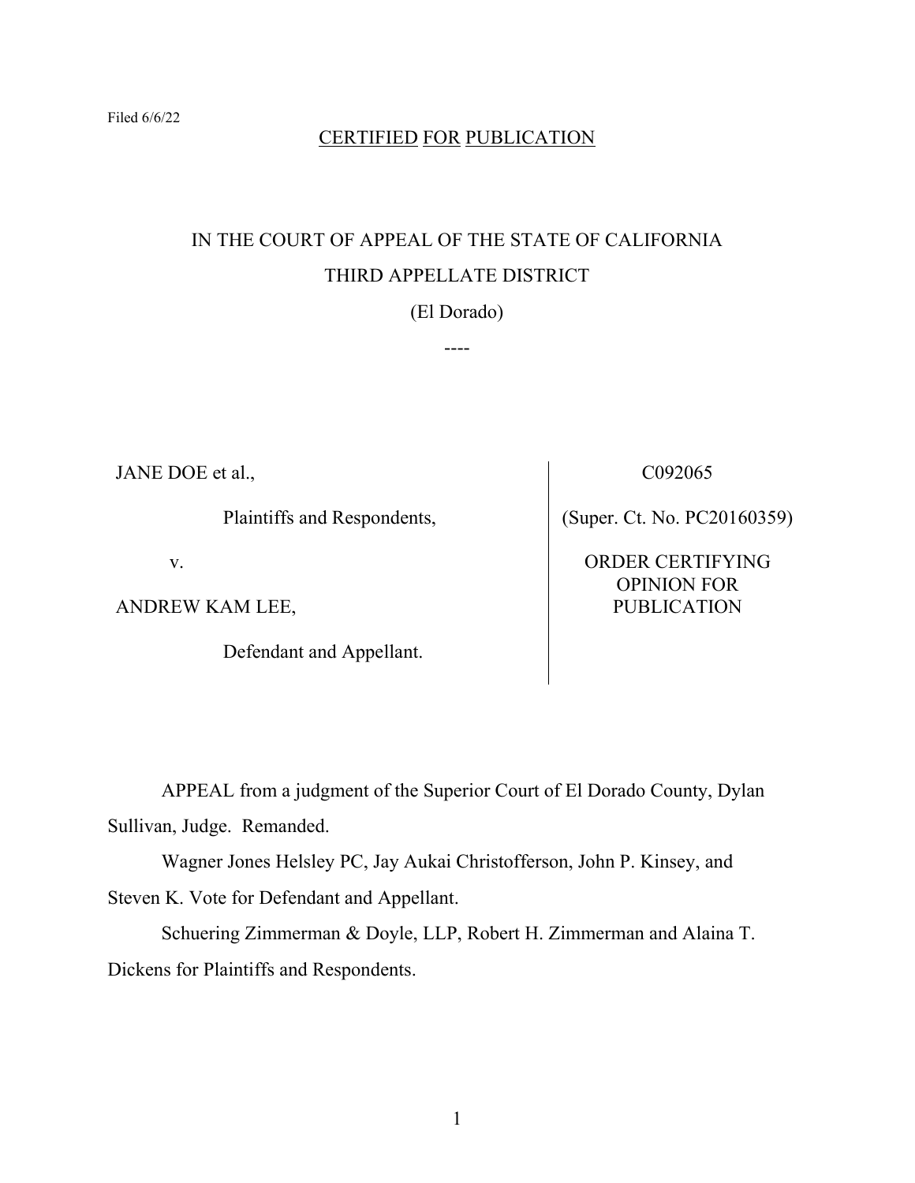Filed 6/6/22

CERTIFIED FOR PUBLICATION

IN THE COURT OF APPEAL OF THE STATE OF CALIFORNIA

THIRD APPELLATE DISTRICT

(El Dorado)

----

| | |
|---|---|
| JANE DOE et al.,<br><br>Plaintiffs and Respondents,<br><br>v.<br><br>ANDREW KAM LEE,<br><br>Defendant and Appellant. | C092065<br><br>(Super. Ct. No. PC20160359)<br><br>ORDER CERTIFYING OPINION FOR PUBLICATION |

APPEAL from a judgment of the Superior Court of El Dorado County, Dylan Sullivan, Judge. Remanded.

Wagner Jones Helsley PC, Jay Aukai Christofferson, John P. Kinsey, and Steven K. Vote for Defendant and Appellant.

Schuering Zimmerman & Doyle, LLP, Robert H. Zimmerman and Alaina T. Dickens for Plaintiffs and Respondents.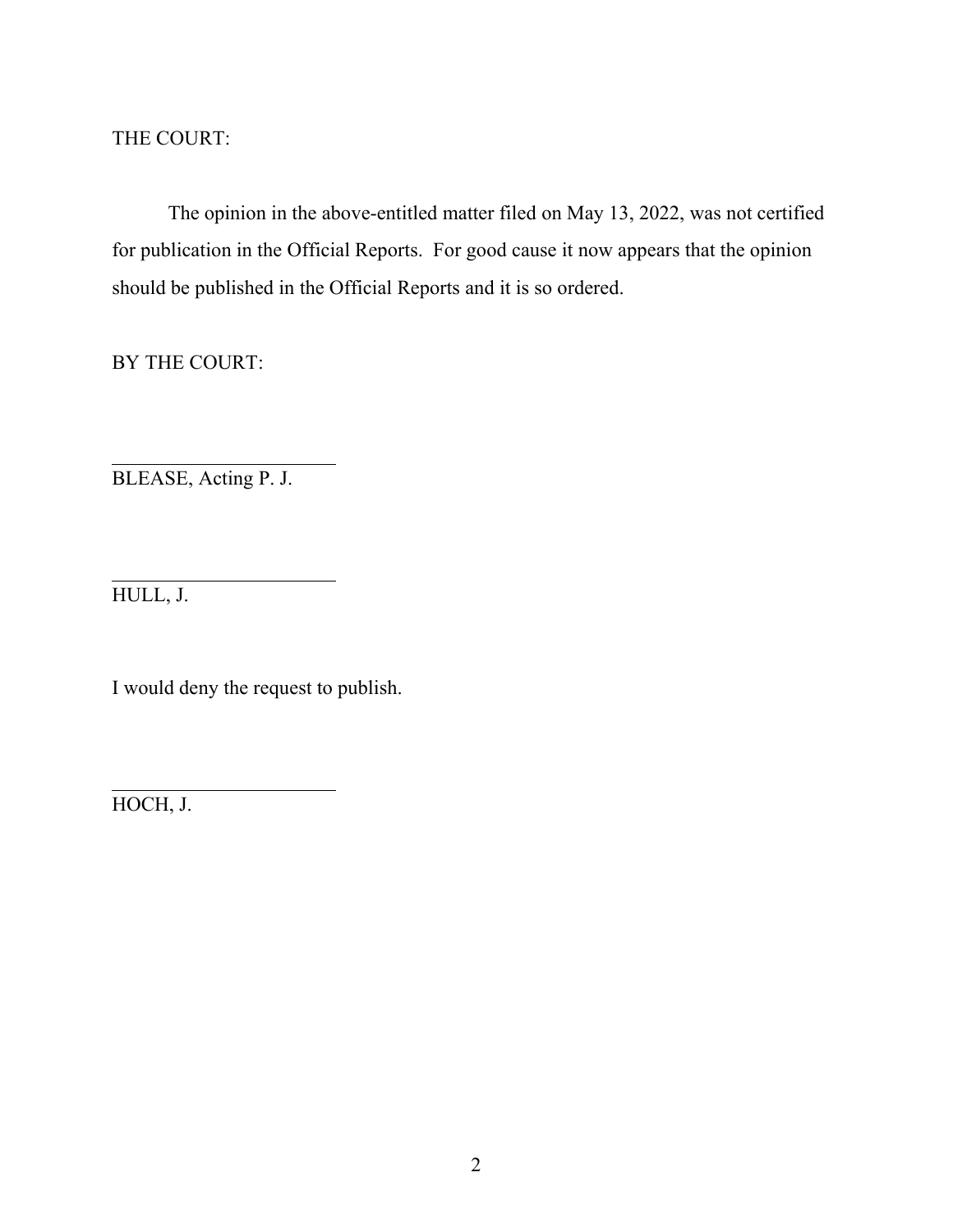THE COURT:

The opinion in the above-entitled matter filed on May 13, 2022, was not certified for publication in the Official Reports. For good cause it now appears that the opinion should be published in the Official Reports and it is so ordered.

BY THE COURT:

BLEASE, Acting P. J.

HULL, J.

I would deny the request to publish.

HOCH, J.